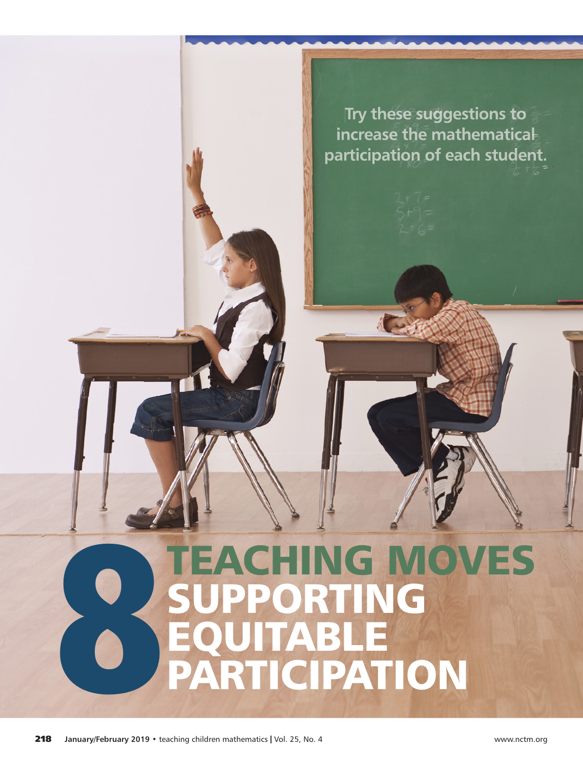# 8 TEACHING MOVES SUPPORTING EQUITABLE PARTICIPATION

Try these suggestions to increase the mathematical participation of each student.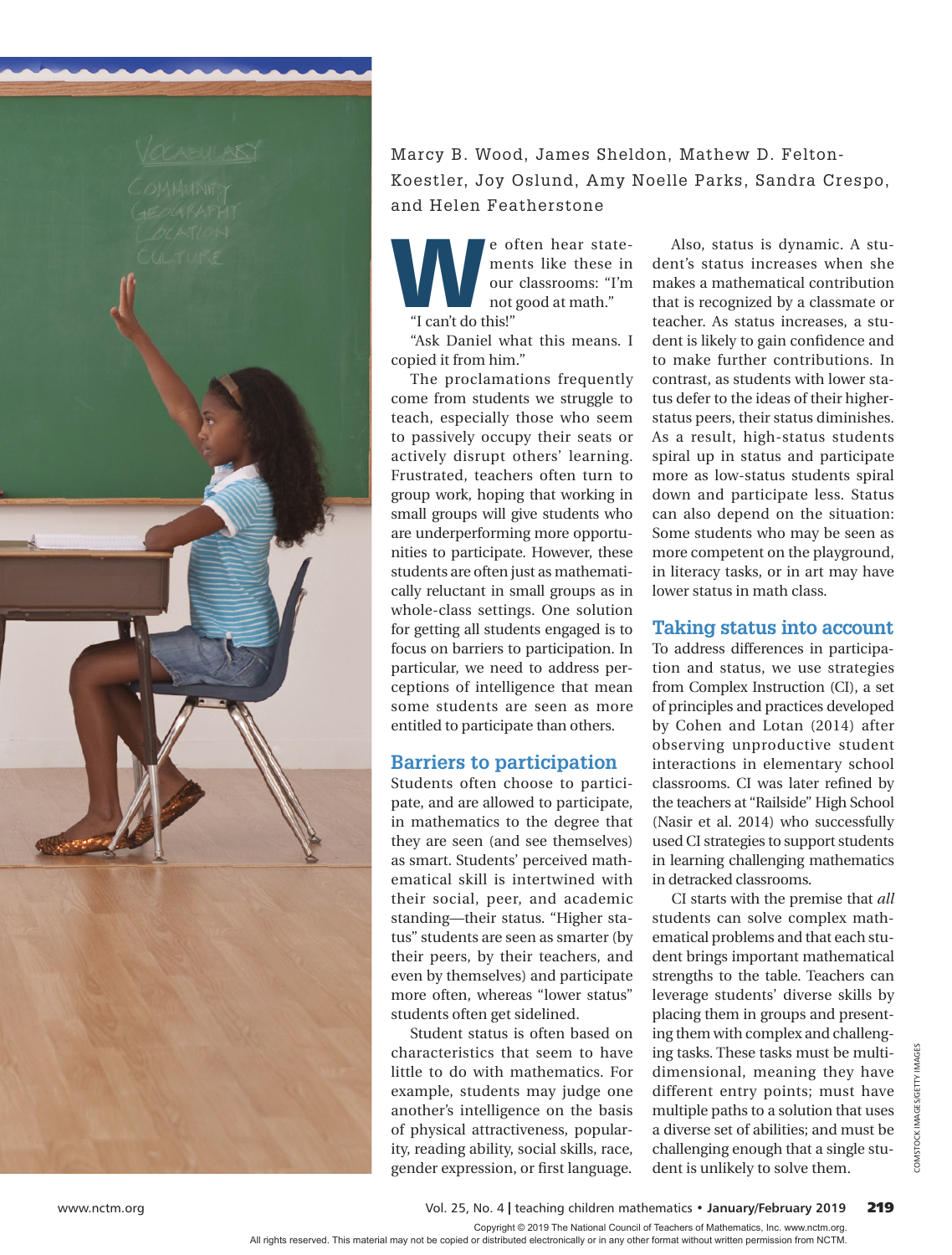Marcy B. Wood, James Sheldon, Mathew D. Felton-Koestler, Joy Oslund, Amy Noelle Parks, Sandra Crespo, and Helen Featherstone

We often hear statements like these in our classrooms: "I'm not good at math."

"I can't do this!"

"Ask Daniel what this means. I copied it from him."

The proclamations frequently come from students we struggle to teach, especially those who seem to passively occupy their seats or actively disrupt others' learning. Frustrated, teachers often turn to group work, hoping that working in small groups will give students who are underperforming more opportunities to participate. However, these students are often just as mathematically reluctant in small groups as in whole-class settings. One solution for getting all students engaged is to focus on barriers to participation. In particular, we need to address perceptions of intelligence that mean some students are seen as more entitled to participate than others.

## Barriers to participation

Students often choose to participate, and are allowed to participate, in mathematics to the degree that they are seen (and see themselves) as smart. Students' perceived mathematical skill is intertwined with their social, peer, and academic standing—their status. "Higher status" students are seen as smarter (by their peers, by their teachers, and even by themselves) and participate more often, whereas "lower status" students often get sidelined.

Student status is often based on characteristics that seem to have little to do with mathematics. For example, students may judge one another's intelligence on the basis of physical attractiveness, popularity, reading ability, social skills, race, gender expression, or first language.

Also, status is dynamic. A student's status increases when she makes a mathematical contribution that is recognized by a classmate or teacher. As status increases, a student is likely to gain confidence and to make further contributions. In contrast, as students with lower status defer to the ideas of their higher-status peers, their status diminishes. As a result, high-status students spiral up in status and participate more as low-status students spiral down and participate less. Status can also depend on the situation: Some students who may be seen as more competent on the playground, in literacy tasks, or in art may have lower status in math class.

## Taking status into account

To address differences in participation and status, we use strategies from Complex Instruction (CI), a set of principles and practices developed by Cohen and Lotan (2014) after observing unproductive student interactions in elementary school classrooms. CI was later refined by the teachers at "Railside" High School (Nasir et al. 2014) who successfully used CI strategies to support students in learning challenging mathematics in detracked classrooms.

CI starts with the premise that *all* students can solve complex mathematical problems and that each student brings important mathematical strengths to the table. Teachers can leverage students' diverse skills by placing them in groups and presenting them with complex and challenging tasks. These tasks must be multidimensional, meaning they have different entry points; must have multiple paths to a solution that uses a diverse set of abilities; and must be challenging enough that a single student is unlikely to solve them.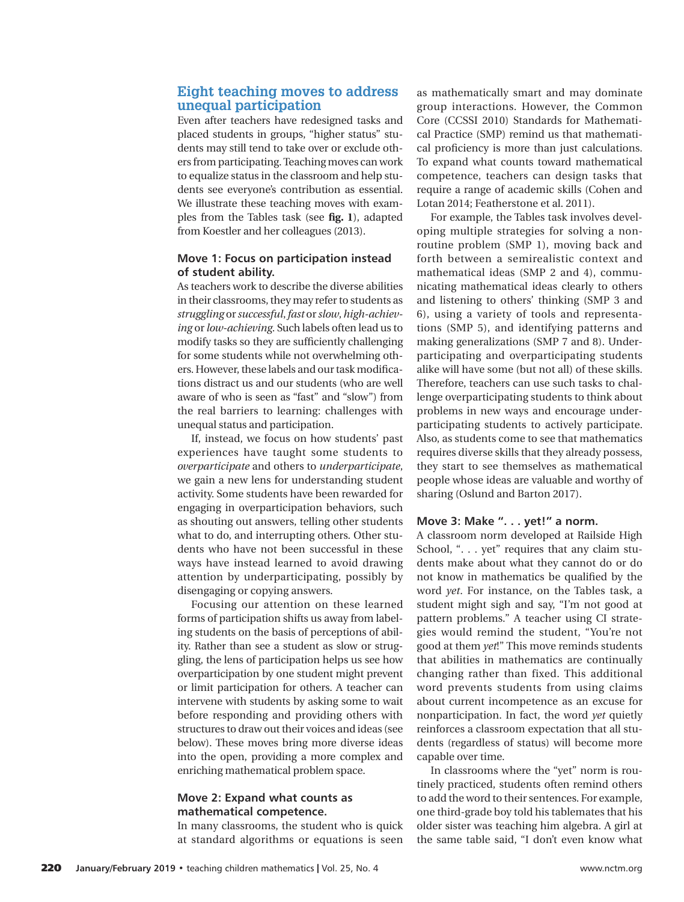## Eight teaching moves to address unequal participation

Even after teachers have redesigned tasks and placed students in groups, "higher status" students may still tend to take over or exclude others from participating. Teaching moves can work to equalize status in the classroom and help students see everyone's contribution as essential. We illustrate these teaching moves with examples from the Tables task (see **fig. 1**), adapted from Koestler and her colleagues (2013).

### Move 1: Focus on participation instead of student ability.

As teachers work to describe the diverse abilities in their classrooms, they may refer to students as *struggling* or *successful*, *fast* or *slow*, *high-achieving* or *low-achieving*. Such labels often lead us to modify tasks so they are sufficiently challenging for some students while not overwhelming others. However, these labels and our task modifications distract us and our students (who are well aware of who is seen as "fast" and "slow") from the real barriers to learning: challenges with unequal status and participation.

If, instead, we focus on how students' past experiences have taught some students to *overparticipate* and others to *underparticipate*, we gain a new lens for understanding student activity. Some students have been rewarded for engaging in overparticipation behaviors, such as shouting out answers, telling other students what to do, and interrupting others. Other students who have not been successful in these ways have instead learned to avoid drawing attention by underparticipating, possibly by disengaging or copying answers.

Focusing our attention on these learned forms of participation shifts us away from labeling students on the basis of perceptions of ability. Rather than see a student as slow or struggling, the lens of participation helps us see how overparticipation by one student might prevent or limit participation for others. A teacher can intervene with students by asking some to wait before responding and providing others with structures to draw out their voices and ideas (see below). These moves bring more diverse ideas into the open, providing a more complex and enriching mathematical problem space.

### Move 2: Expand what counts as mathematical competence.

In many classrooms, the student who is quick at standard algorithms or equations is seen as mathematically smart and may dominate group interactions. However, the Common Core (CCSSI 2010) Standards for Mathematical Practice (SMP) remind us that mathematical proficiency is more than just calculations. To expand what counts toward mathematical competence, teachers can design tasks that require a range of academic skills (Cohen and Lotan 2014; Featherstone et al. 2011).

For example, the Tables task involves developing multiple strategies for solving a nonroutine problem (SMP 1), moving back and forth between a semirealistic context and mathematical ideas (SMP 2 and 4), communicating mathematical ideas clearly to others and listening to others' thinking (SMP 3 and 6), using a variety of tools and representations (SMP 5), and identifying patterns and making generalizations (SMP 7 and 8). Underparticipating and overparticipating students alike will have some (but not all) of these skills. Therefore, teachers can use such tasks to challenge overparticipating students to think about problems in new ways and encourage underparticipating students to actively participate. Also, as students come to see that mathematics requires diverse skills that they already possess, they start to see themselves as mathematical people whose ideas are valuable and worthy of sharing (Oslund and Barton 2017).

### Move 3: Make ". . . yet!" a norm.

A classroom norm developed at Railside High School, ". . . yet" requires that any claim students make about what they cannot do or do not know in mathematics be qualified by the word *yet*. For instance, on the Tables task, a student might sigh and say, "I'm not good at pattern problems." A teacher using CI strategies would remind the student, "You're not good at them *yet*!" This move reminds students that abilities in mathematics are continually changing rather than fixed. This additional word prevents students from using claims about current incompetence as an excuse for nonparticipation. In fact, the word *yet* quietly reinforces a classroom expectation that all students (regardless of status) will become more capable over time.

In classrooms where the "yet" norm is routinely practiced, students often remind others to add the word to their sentences. For example, one third-grade boy told his tablemates that his older sister was teaching him algebra. A girl at the same table said, "I don't even know what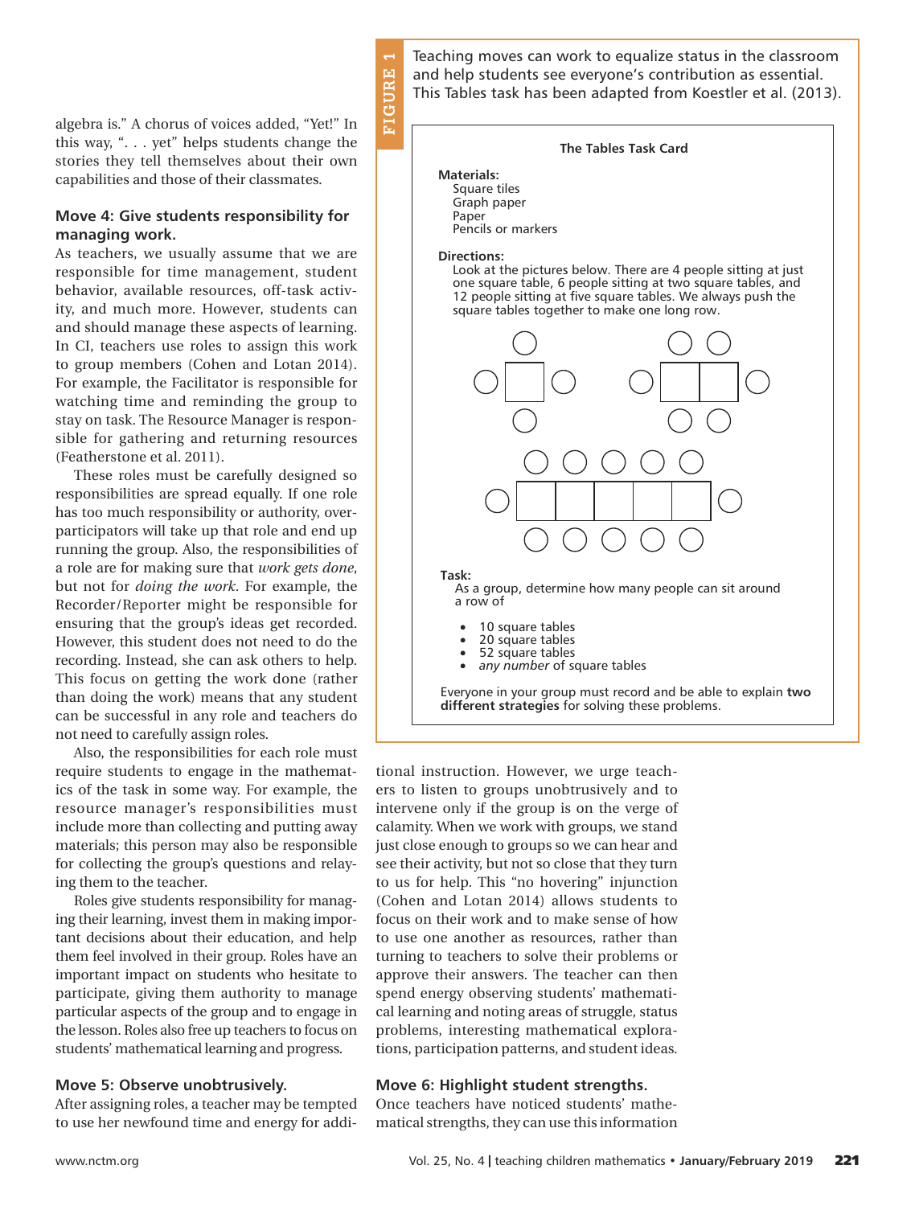algebra is." A chorus of voices added, "Yet!" In this way, ". . . yet" helps students change the stories they tell themselves about their own capabilities and those of their classmates.

### Move 4: Give students responsibility for managing work.

As teachers, we usually assume that we are responsible for time management, student behavior, available resources, off-task activity, and much more. However, students can and should manage these aspects of learning. In CI, teachers use roles to assign this work to group members (Cohen and Lotan 2014). For example, the Facilitator is responsible for watching time and reminding the group to stay on task. The Resource Manager is responsible for gathering and returning resources (Featherstone et al. 2011).

These roles must be carefully designed so responsibilities are spread equally. If one role has too much responsibility or authority, overparticipators will take up that role and end up running the group. Also, the responsibilities of a role are for making sure that *work gets done*, but not for *doing the work*. For example, the Recorder/Reporter might be responsible for ensuring that the group's ideas get recorded. However, this student does not need to do the recording. Instead, she can ask others to help. This focus on getting the work done (rather than doing the work) means that any student can be successful in any role and teachers do not need to carefully assign roles.

Also, the responsibilities for each role must require students to engage in the mathematics of the task in some way. For example, the resource manager's responsibilities must include more than collecting and putting away materials; this person may also be responsible for collecting the group's questions and relaying them to the teacher.

Roles give students responsibility for managing their learning, invest them in making important decisions about their education, and help them feel involved in their group. Roles have an important impact on students who hesitate to participate, giving them authority to manage particular aspects of the group and to engage in the lesson. Roles also free up teachers to focus on students' mathematical learning and progress.

### Move 5: Observe unobtrusively.

After assigning roles, a teacher may be tempted to use her newfound time and energy for additional instruction. However, we urge teachers to listen to groups unobtrusively and to intervene only if the group is on the verge of calamity. When we work with groups, we stand just close enough to groups so we can hear and see their activity, but not so close that they turn to us for help. This "no hovering" injunction (Cohen and Lotan 2014) allows students to focus on their work and to make sense of how to use one another as resources, rather than turning to teachers to solve their problems or approve their answers. The teacher can then spend energy observing students' mathematical learning and noting areas of struggle, status problems, interesting mathematical explorations, participation patterns, and student ideas.

### Move 6: Highlight student strengths.

Once teachers have noticed students' mathematical strengths, they can use this information

---

**FIGURE 1**

Teaching moves can work to equalize status in the classroom and help students see everyone's contribution as essential. This Tables task has been adapted from Koestler et al. (2013).

**The Tables Task Card**

**Materials:**

Square tiles
Graph paper
Paper
Pencils or markers

**Directions:**

Look at the pictures below. There are 4 people sitting at just one square table, 6 people sitting at two square tables, and 12 people sitting at five square tables. We always push the square tables together to make one long row.

**Task:**

As a group, determine how many people can sit around a row of

- 10 square tables
- 20 square tables
- 52 square tables
- *any number* of square tables

Everyone in your group must record and be able to explain **two different strategies** for solving these problems.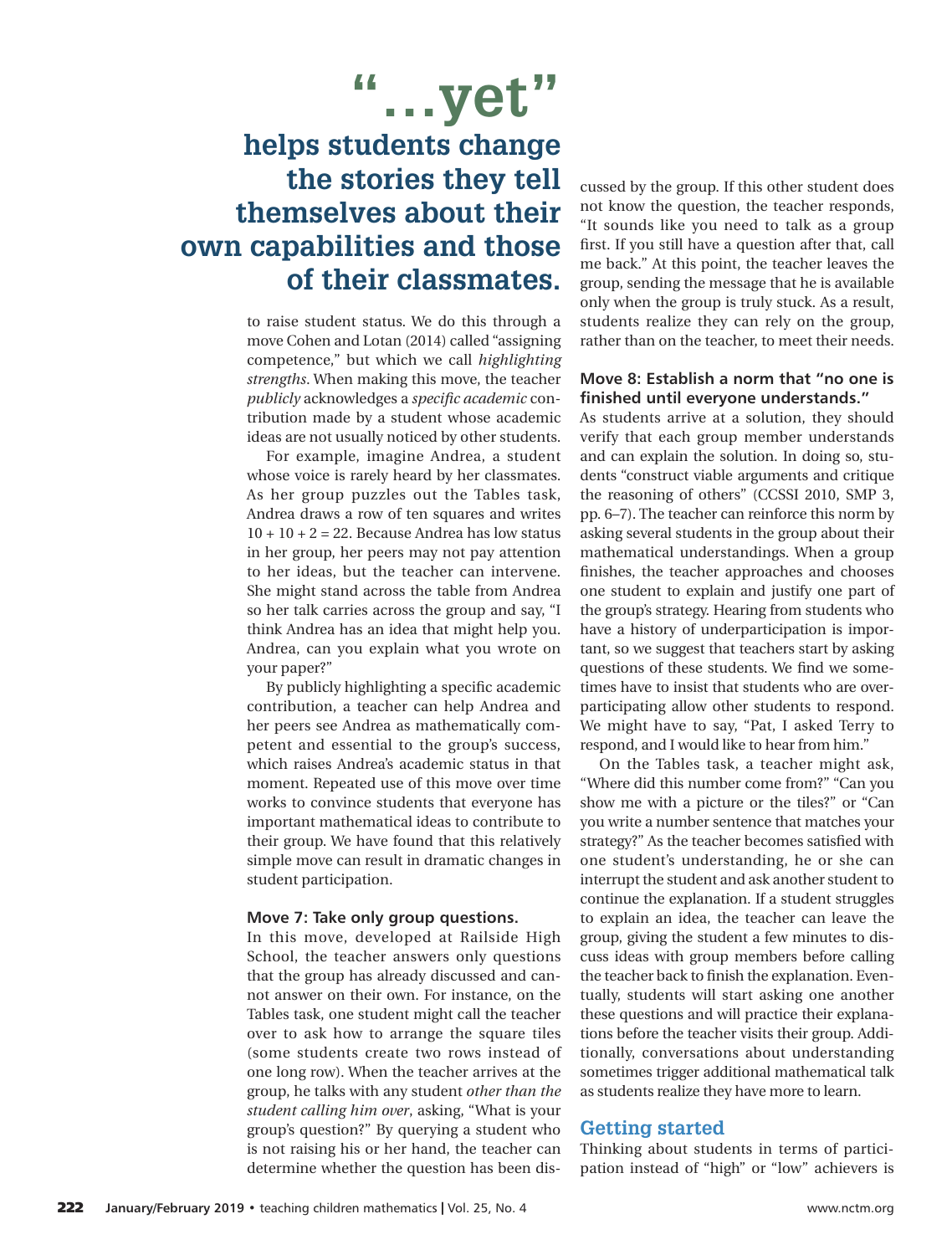## "...yet" helps students change the stories they tell themselves about their own capabilities and those of their classmates.

to raise student status. We do this through a move Cohen and Lotan (2014) called "assigning competence," but which we call *highlighting strengths*. When making this move, the teacher *publicly* acknowledges a *specific academic* contribution made by a student whose academic ideas are not usually noticed by other students.

For example, imagine Andrea, a student whose voice is rarely heard by her classmates. As her group puzzles out the Tables task, Andrea draws a row of ten squares and writes $10 + 10 + 2 = 22$. Because Andrea has low status in her group, her peers may not pay attention to her ideas, but the teacher can intervene. She might stand across the table from Andrea so her talk carries across the group and say, "I think Andrea has an idea that might help you. Andrea, can you explain what you wrote on your paper?"

By publicly highlighting a specific academic contribution, a teacher can help Andrea and her peers see Andrea as mathematically competent and essential to the group's success, which raises Andrea's academic status in that moment. Repeated use of this move over time works to convince students that everyone has important mathematical ideas to contribute to their group. We have found that this relatively simple move can result in dramatic changes in student participation.

**Move 7: Take only group questions.**

In this move, developed at Railside High School, the teacher answers only questions that the group has already discussed and cannot answer on their own. For instance, on the Tables task, one student might call the teacher over to ask how to arrange the square tiles (some students create two rows instead of one long row). When the teacher arrives at the group, he talks with any student *other than the student calling him over*, asking, "What is your group's question?" By querying a student who is not raising his or her hand, the teacher can determine whether the question has been discussed by the group. If this other student does not know the question, the teacher responds, "It sounds like you need to talk as a group first. If you still have a question after that, call me back." At this point, the teacher leaves the group, sending the message that he is available only when the group is truly stuck. As a result, students realize they can rely on the group, rather than on the teacher, to meet their needs.

**Move 8: Establish a norm that "no one is finished until everyone understands."**

As students arrive at a solution, they should verify that each group member understands and can explain the solution. In doing so, students "construct viable arguments and critique the reasoning of others" (CCSSI 2010, SMP 3, pp. 6–7). The teacher can reinforce this norm by asking several students in the group about their mathematical understandings. When a group finishes, the teacher approaches and chooses one student to explain and justify one part of the group's strategy. Hearing from students who have a history of underparticipation is important, so we suggest that teachers start by asking questions of these students. We find we sometimes have to insist that students who are overparticipating allow other students to respond. We might have to say, "Pat, I asked Terry to respond, and I would like to hear from him."

On the Tables task, a teacher might ask, "Where did this number come from?" "Can you show me with a picture or the tiles?" or "Can you write a number sentence that matches your strategy?" As the teacher becomes satisfied with one student's understanding, he or she can interrupt the student and ask another student to continue the explanation. If a student struggles to explain an idea, the teacher can leave the group, giving the student a few minutes to discuss ideas with group members before calling the teacher back to finish the explanation. Eventually, students will start asking one another these questions and will practice their explanations before the teacher visits their group. Additionally, conversations about understanding sometimes trigger additional mathematical talk as students realize they have more to learn.

## Getting started

Thinking about students in terms of participation instead of "high" or "low" achievers is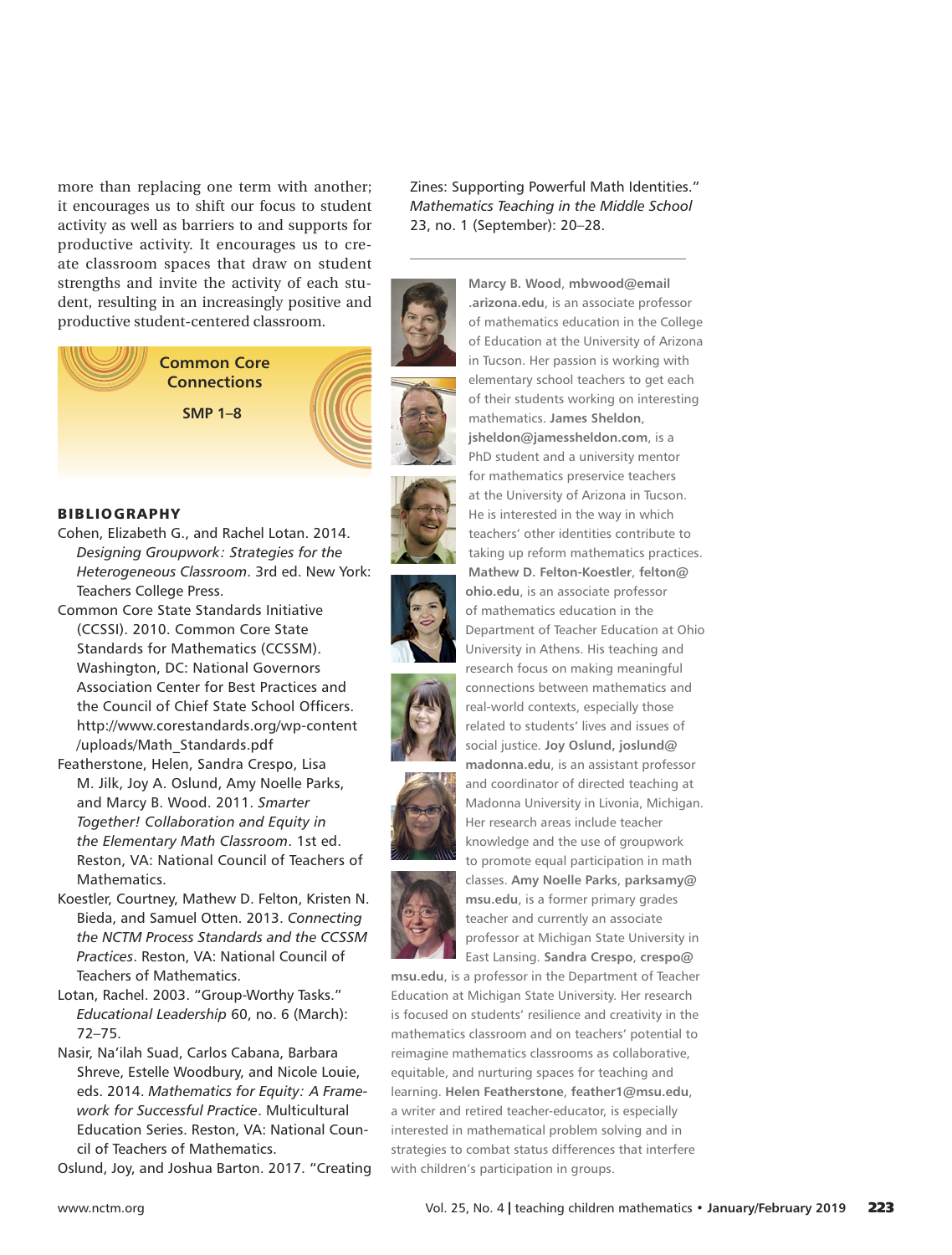more than replacing one term with another; it encourages us to shift our focus to student activity as well as barriers to and supports for productive activity. It encourages us to create classroom spaces that draw on student strengths and invite the activity of each student, resulting in an increasingly positive and productive student-centered classroom.

**Common Core Connections**

**SMP 1–8**

## BIBLIOGRAPHY

Cohen, Elizabeth G., and Rachel Lotan. 2014. *Designing Groupwork: Strategies for the Heterogeneous Classroom*. 3rd ed. New York: Teachers College Press.

Common Core State Standards Initiative (CCSSI). 2010. Common Core State Standards for Mathematics (CCSSM). Washington, DC: National Governors Association Center for Best Practices and the Council of Chief State School Officers. http://www.corestandards.org/wp-content/uploads/Math_Standards.pdf

Featherstone, Helen, Sandra Crespo, Lisa M. Jilk, Joy A. Oslund, Amy Noelle Parks, and Marcy B. Wood. 2011. *Smarter Together! Collaboration and Equity in the Elementary Math Classroom*. 1st ed. Reston, VA: National Council of Teachers of Mathematics.

Koestler, Courtney, Mathew D. Felton, Kristen N. Bieda, and Samuel Otten. 2013. *Connecting the NCTM Process Standards and the CCSSM Practices*. Reston, VA: National Council of Teachers of Mathematics.

Lotan, Rachel. 2003. "Group-Worthy Tasks." *Educational Leadership* 60, no. 6 (March): 72–75.

Nasir, Na'ilah Suad, Carlos Cabana, Barbara Shreve, Estelle Woodbury, and Nicole Louie, eds. 2014. *Mathematics for Equity: A Framework for Successful Practice*. Multicultural Education Series. Reston, VA: National Council of Teachers of Mathematics.

Oslund, Joy, and Joshua Barton. 2017. "Creating Zines: Supporting Powerful Math Identities." *Mathematics Teaching in the Middle School* 23, no. 1 (September): 20–28.

---

**Marcy B. Wood**, **mbwood@email.arizona.edu**, is an associate professor of mathematics education in the College of Education at the University of Arizona in Tucson. Her passion is working with elementary school teachers to get each of their students working on interesting mathematics. **James Sheldon**, **jsheldon@jamessheldon.com**, is a PhD student and a university mentor for mathematics preservice teachers at the University of Arizona in Tucson. He is interested in the way in which teachers' other identities contribute to taking up reform mathematics practices. **Mathew D. Felton-Koestler**, **felton@ohio.edu**, is an associate professor of mathematics education in the Department of Teacher Education at Ohio University in Athens. His teaching and research focus on making meaningful connections between mathematics and real-world contexts, especially those related to students' lives and issues of social justice. **Joy Oslund, joslund@madonna.edu**, is an assistant professor and coordinator of directed teaching at Madonna University in Livonia, Michigan. Her research areas include teacher knowledge and the use of groupwork to promote equal participation in math classes. **Amy Noelle Parks**, **parksamy@msu.edu**, is a former primary grades teacher and currently an associate professor at Michigan State University in East Lansing. **Sandra Crespo**, **crespo@msu.edu**, is a professor in the Department of Teacher Education at Michigan State University. Her research is focused on students' resilience and creativity in the mathematics classroom and on teachers' potential to reimagine mathematics classrooms as collaborative, equitable, and nurturing spaces for teaching and learning. **Helen Featherstone**, **feather1@msu.edu**, a writer and retired teacher-educator, is especially interested in mathematical problem solving and in strategies to combat status differences that interfere with children's participation in groups.